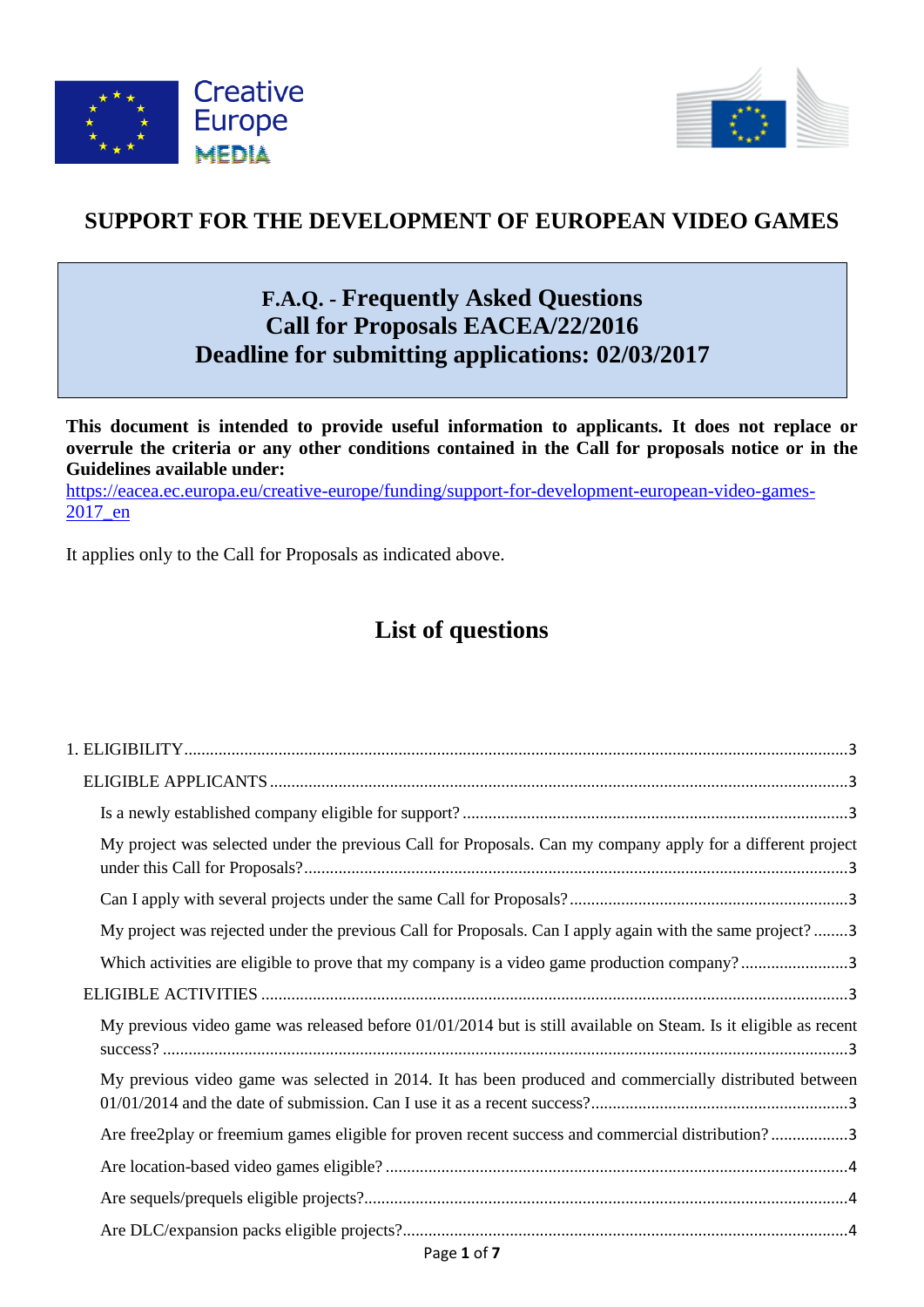# SUPPORT FOR THE DEVELOPMENT OF EUROPEAN VIDEO GAMES

## F.A.Q. - Frequently Asked Questions
## Call for Proposals EACEA/22/2016
## Deadline for submitting applications: 02/03/2017

**This document is intended to provide useful information to applicants. It does not replace or overrule the criteria or any other conditions contained in the Call for proposals notice or in the Guidelines available under:**
https://eacea.ec.europa.eu/creative-europe/funding/support-for-development-european-video-games-2017_en

It applies only to the Call for Proposals as indicated above.

## List of questions

1. ELIGIBILITY ........ 3
   - ELIGIBLE APPLICANTS ........ 3
     - Is a newly established company eligible for support? ........ 3
     - My project was selected under the previous Call for Proposals. Can my company apply for a different project under this Call for Proposals? ........ 3
     - Can I apply with several projects under the same Call for Proposals? ........ 3
     - My project was rejected under the previous Call for Proposals. Can I apply again with the same project? ........ 3
     - Which activities are eligible to prove that my company is a video game production company? ........ 3
   - ELIGIBLE ACTIVITIES ........ 3
     - My previous video game was released before 01/01/2014 but is still available on Steam. Is it eligible as recent success? ........ 3
     - My previous video game was selected in 2014. It has been produced and commercially distributed between 01/01/2014 and the date of submission. Can I use it as a recent success? ........ 3
     - Are free2play or freemium games eligible for proven recent success and commercial distribution? ........ 3
     - Are location-based video games eligible? ........ 4
     - Are sequels/prequels eligible projects? ........ 4
     - Are DLC/expansion packs eligible projects? ........ 4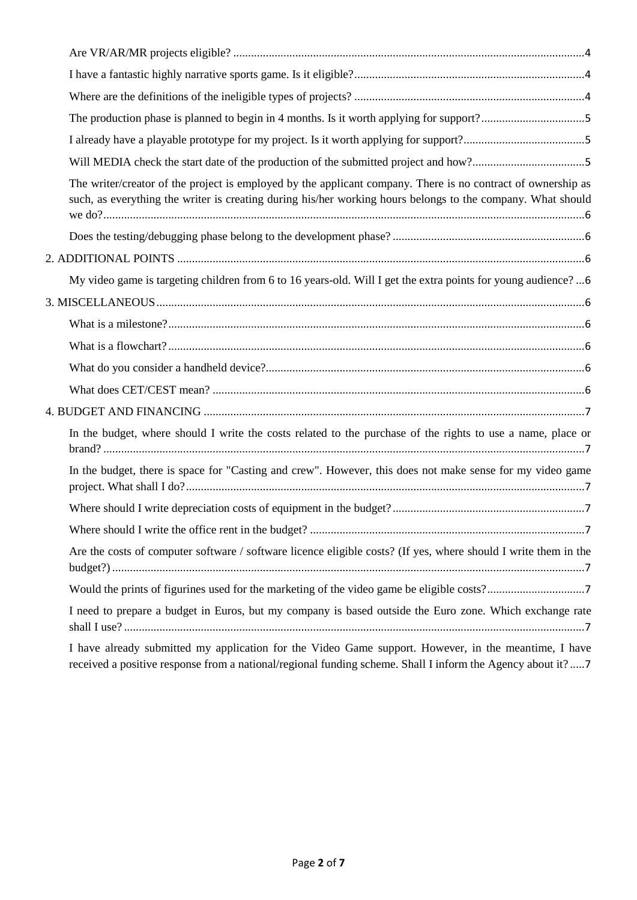- Are VR/AR/MR projects eligible? ..................................................4
- I have a fantastic highly narrative sports game. Is it eligible? ..................................................4
- Where are the definitions of the ineligible types of projects? ..................................................4
- The production phase is planned to begin in 4 months. Is it worth applying for support? ..................................................5
- I already have a playable prototype for my project. Is it worth applying for support? ..................................................5
- Will MEDIA check the start date of the production of the submitted project and how? ..................................................5
- The writer/creator of the project is employed by the applicant company. There is no contract of ownership as such, as everything the writer is creating during his/her working hours belongs to the company. What should we do? ..................................................6
- Does the testing/debugging phase belong to the development phase? ..................................................6

2. ADDITIONAL POINTS ..................................................6

- My video game is targeting children from 6 to 16 years-old. Will I get the extra points for young audience? ...6

3. MISCELLANEOUS ..................................................6

- What is a milestone? ..................................................6
- What is a flowchart? ..................................................6
- What do you consider a handheld device? ..................................................6
- What does CET/CEST mean? ..................................................6

4. BUDGET AND FINANCING ..................................................7

- In the budget, where should I write the costs related to the purchase of the rights to use a name, place or brand? ..................................................7
- In the budget, there is space for "Casting and crew". However, this does not make sense for my video game project. What shall I do? ..................................................7
- Where should I write depreciation costs of equipment in the budget? ..................................................7
- Where should I write the office rent in the budget? ..................................................7
- Are the costs of computer software / software licence eligible costs? (If yes, where should I write them in the budget?) ..................................................7
- Would the prints of figurines used for the marketing of the video game be eligible costs? ..................................................7
- I need to prepare a budget in Euros, but my company is based outside the Euro zone. Which exchange rate shall I use? ..................................................7
- I have already submitted my application for the Video Game support. However, in the meantime, I have received a positive response from a national/regional funding scheme. Shall I inform the Agency about it? .....7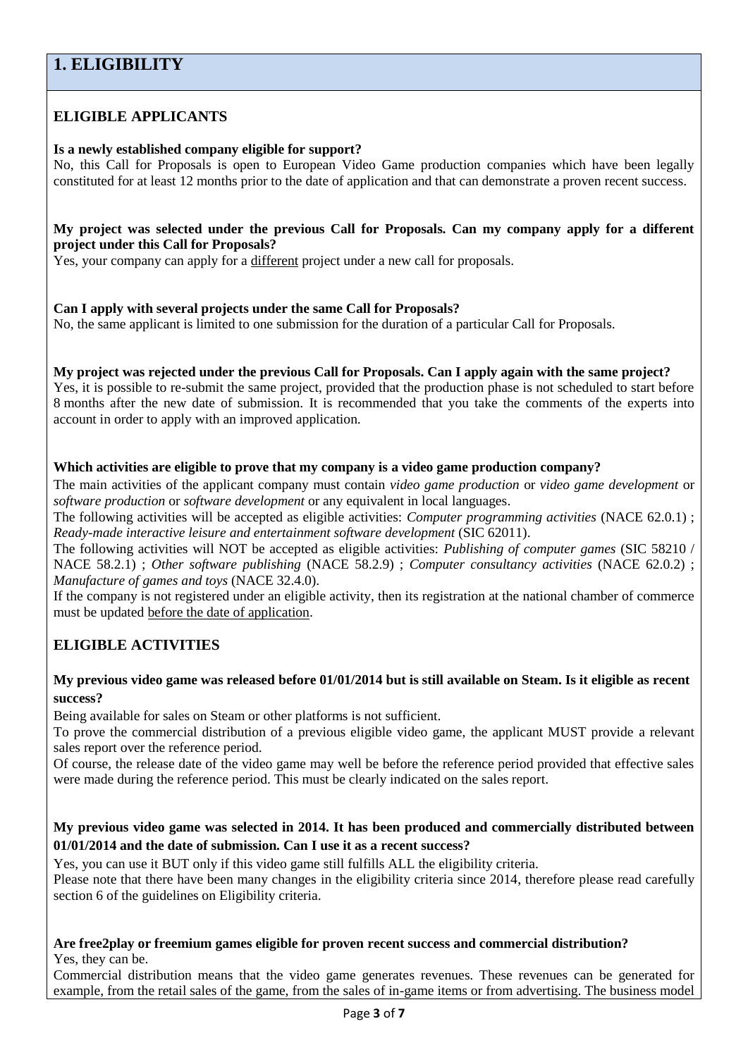# 1. ELIGIBILITY

## ELIGIBLE APPLICANTS

**Is a newly established company eligible for support?**

No, this Call for Proposals is open to European Video Game production companies which have been legally constituted for at least 12 months prior to the date of application and that can demonstrate a proven recent success.

**My project was selected under the previous Call for Proposals. Can my company apply for a different project under this Call for Proposals?**

Yes, your company can apply for a different project under a new call for proposals.

**Can I apply with several projects under the same Call for Proposals?**

No, the same applicant is limited to one submission for the duration of a particular Call for Proposals.

**My project was rejected under the previous Call for Proposals. Can I apply again with the same project?**

Yes, it is possible to re-submit the same project, provided that the production phase is not scheduled to start before 8 months after the new date of submission. It is recommended that you take the comments of the experts into account in order to apply with an improved application.

**Which activities are eligible to prove that my company is a video game production company?**

The main activities of the applicant company must contain *video game production* or *video game development* or *software production* or *software development* or any equivalent in local languages.

The following activities will be accepted as eligible activities: *Computer programming activities* (NACE 62.0.1) ; *Ready-made interactive leisure and entertainment software development* (SIC 62011).

The following activities will NOT be accepted as eligible activities: *Publishing of computer games* (SIC 58210 / NACE 58.2.1) ; *Other software publishing* (NACE 58.2.9) ; *Computer consultancy activities* (NACE 62.0.2) ; *Manufacture of games and toys* (NACE 32.4.0).

If the company is not registered under an eligible activity, then its registration at the national chamber of commerce must be updated before the date of application.

## ELIGIBLE ACTIVITIES

**My previous video game was released before 01/01/2014 but is still available on Steam. Is it eligible as recent success?**

Being available for sales on Steam or other platforms is not sufficient.

To prove the commercial distribution of a previous eligible video game, the applicant MUST provide a relevant sales report over the reference period.

Of course, the release date of the video game may well be before the reference period provided that effective sales were made during the reference period. This must be clearly indicated on the sales report.

**My previous video game was selected in 2014. It has been produced and commercially distributed between 01/01/2014 and the date of submission. Can I use it as a recent success?**

Yes, you can use it BUT only if this video game still fulfills ALL the eligibility criteria.

Please note that there have been many changes in the eligibility criteria since 2014, therefore please read carefully section 6 of the guidelines on Eligibility criteria.

**Are free2play or freemium games eligible for proven recent success and commercial distribution?**

Yes, they can be.

Commercial distribution means that the video game generates revenues. These revenues can be generated for example, from the retail sales of the game, from the sales of in-game items or from advertising. The business model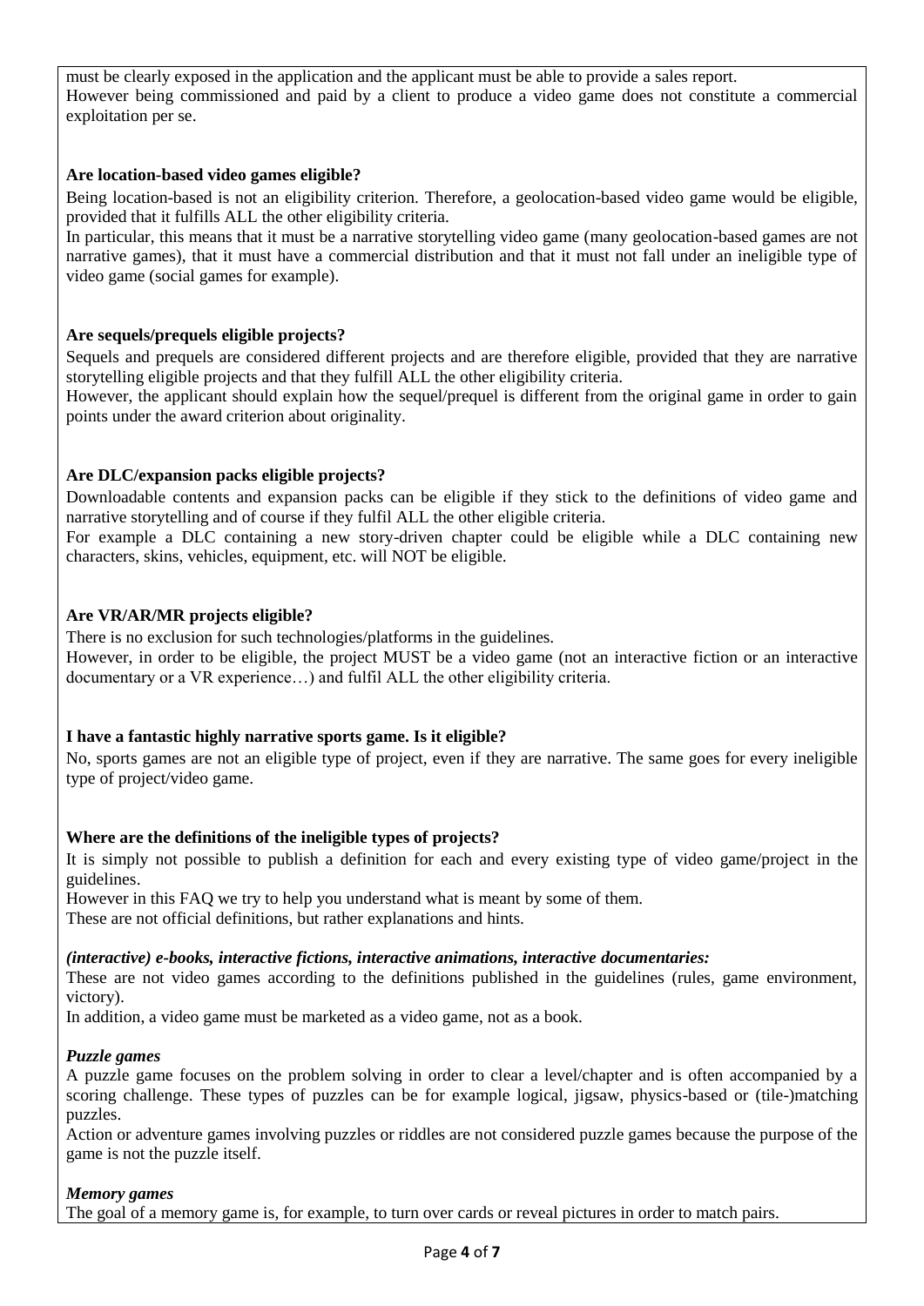must be clearly exposed in the application and the applicant must be able to provide a sales report.
However being commissioned and paid by a client to produce a video game does not constitute a commercial exploitation per se.

**Are location-based video games eligible?**

Being location-based is not an eligibility criterion. Therefore, a geolocation-based video game would be eligible, provided that it fulfills ALL the other eligibility criteria.
In particular, this means that it must be a narrative storytelling video game (many geolocation-based games are not narrative games), that it must have a commercial distribution and that it must not fall under an ineligible type of video game (social games for example).

**Are sequels/prequels eligible projects?**

Sequels and prequels are considered different projects and are therefore eligible, provided that they are narrative storytelling eligible projects and that they fulfill ALL the other eligibility criteria.
However, the applicant should explain how the sequel/prequel is different from the original game in order to gain points under the award criterion about originality.

**Are DLC/expansion packs eligible projects?**

Downloadable contents and expansion packs can be eligible if they stick to the definitions of video game and narrative storytelling and of course if they fulfil ALL the other eligible criteria.
For example a DLC containing a new story-driven chapter could be eligible while a DLC containing new characters, skins, vehicles, equipment, etc. will NOT be eligible.

**Are VR/AR/MR projects eligible?**

There is no exclusion for such technologies/platforms in the guidelines.
However, in order to be eligible, the project MUST be a video game (not an interactive fiction or an interactive documentary or a VR experience…) and fulfil ALL the other eligibility criteria.

**I have a fantastic highly narrative sports game. Is it eligible?**

No, sports games are not an eligible type of project, even if they are narrative. The same goes for every ineligible type of project/video game.

**Where are the definitions of the ineligible types of projects?**

It is simply not possible to publish a definition for each and every existing type of video game/project in the guidelines.
However in this FAQ we try to help you understand what is meant by some of them.
These are not official definitions, but rather explanations and hints.

***(interactive) e-books, interactive fictions, interactive animations, interactive documentaries:***

These are not video games according to the definitions published in the guidelines (rules, game environment, victory).
In addition, a video game must be marketed as a video game, not as a book.

***Puzzle games***

A puzzle game focuses on the problem solving in order to clear a level/chapter and is often accompanied by a scoring challenge. These types of puzzles can be for example logical, jigsaw, physics-based or (tile-)matching puzzles.
Action or adventure games involving puzzles or riddles are not considered puzzle games because the purpose of the game is not the puzzle itself.

***Memory games***

The goal of a memory game is, for example, to turn over cards or reveal pictures in order to match pairs.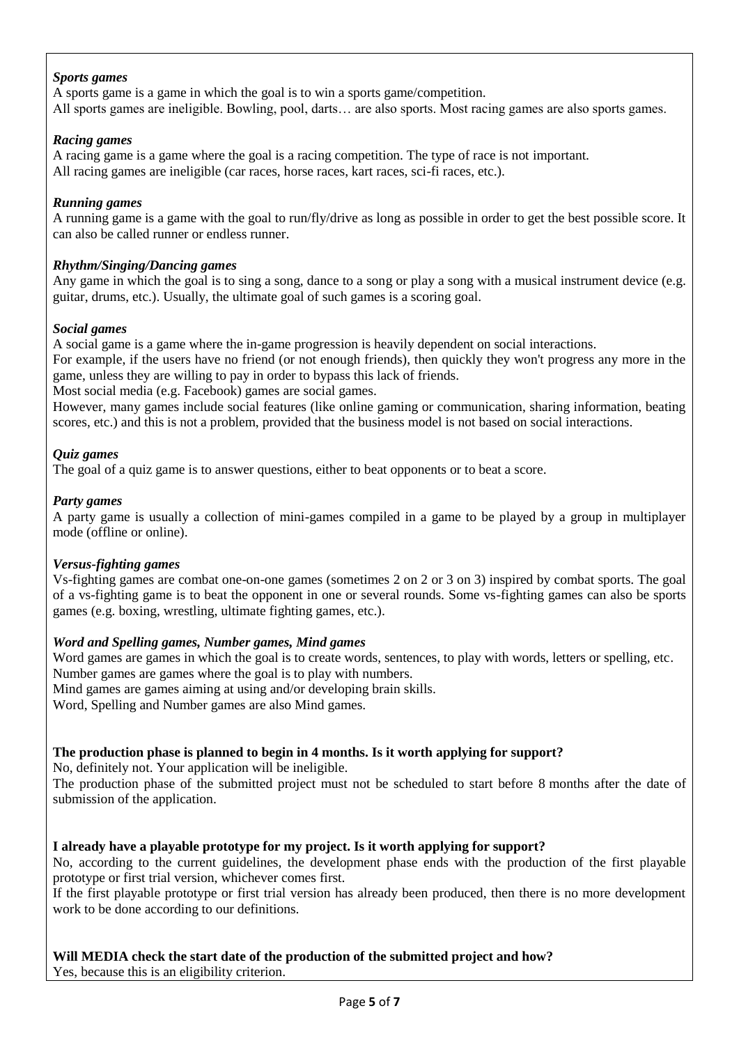*Sports games*

A sports game is a game in which the goal is to win a sports game/competition.
All sports games are ineligible. Bowling, pool, darts… are also sports. Most racing games are also sports games.

*Racing games*

A racing game is a game where the goal is a racing competition. The type of race is not important.
All racing games are ineligible (car races, horse races, kart races, sci-fi races, etc.).

*Running games*

A running game is a game with the goal to run/fly/drive as long as possible in order to get the best possible score. It can also be called runner or endless runner.

*Rhythm/Singing/Dancing games*

Any game in which the goal is to sing a song, dance to a song or play a song with a musical instrument device (e.g. guitar, drums, etc.). Usually, the ultimate goal of such games is a scoring goal.

*Social games*

A social game is a game where the in-game progression is heavily dependent on social interactions.
For example, if the users have no friend (or not enough friends), then quickly they won't progress any more in the game, unless they are willing to pay in order to bypass this lack of friends.
Most social media (e.g. Facebook) games are social games.
However, many games include social features (like online gaming or communication, sharing information, beating scores, etc.) and this is not a problem, provided that the business model is not based on social interactions.

*Quiz games*

The goal of a quiz game is to answer questions, either to beat opponents or to beat a score.

*Party games*

A party game is usually a collection of mini-games compiled in a game to be played by a group in multiplayer mode (offline or online).

*Versus-fighting games*

Vs-fighting games are combat one-on-one games (sometimes 2 on 2 or 3 on 3) inspired by combat sports. The goal of a vs-fighting game is to beat the opponent in one or several rounds. Some vs-fighting games can also be sports games (e.g. boxing, wrestling, ultimate fighting games, etc.).

*Word and Spelling games, Number games, Mind games*

Word games are games in which the goal is to create words, sentences, to play with words, letters or spelling, etc.
Number games are games where the goal is to play with numbers.
Mind games are games aiming at using and/or developing brain skills.
Word, Spelling and Number games are also Mind games.

**The production phase is planned to begin in 4 months. Is it worth applying for support?**

No, definitely not. Your application will be ineligible.
The production phase of the submitted project must not be scheduled to start before 8 months after the date of submission of the application.

**I already have a playable prototype for my project. Is it worth applying for support?**

No, according to the current guidelines, the development phase ends with the production of the first playable prototype or first trial version, whichever comes first.
If the first playable prototype or first trial version has already been produced, then there is no more development work to be done according to our definitions.

**Will MEDIA check the start date of the production of the submitted project and how?**

Yes, because this is an eligibility criterion.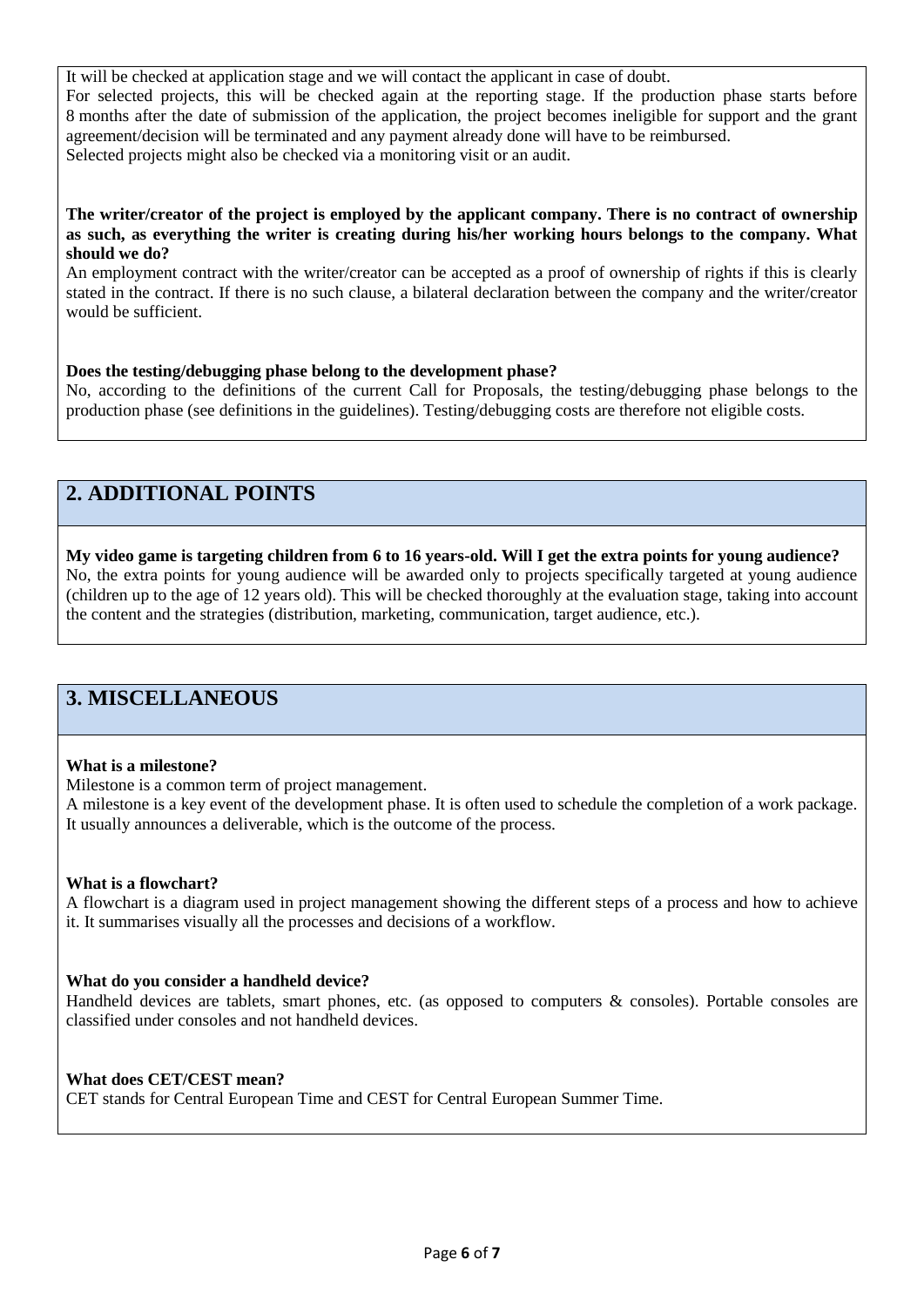It will be checked at application stage and we will contact the applicant in case of doubt.

For selected projects, this will be checked again at the reporting stage. If the production phase starts before 8 months after the date of submission of the application, the project becomes ineligible for support and the grant agreement/decision will be terminated and any payment already done will have to be reimbursed.

Selected projects might also be checked via a monitoring visit or an audit.

**The writer/creator of the project is employed by the applicant company. There is no contract of ownership as such, as everything the writer is creating during his/her working hours belongs to the company. What should we do?**

An employment contract with the writer/creator can be accepted as a proof of ownership of rights if this is clearly stated in the contract. If there is no such clause, a bilateral declaration between the company and the writer/creator would be sufficient.

**Does the testing/debugging phase belong to the development phase?**

No, according to the definitions of the current Call for Proposals, the testing/debugging phase belongs to the production phase (see definitions in the guidelines). Testing/debugging costs are therefore not eligible costs.

## 2. ADDITIONAL POINTS

**My video game is targeting children from 6 to 16 years-old. Will I get the extra points for young audience?**

No, the extra points for young audience will be awarded only to projects specifically targeted at young audience (children up to the age of 12 years old). This will be checked thoroughly at the evaluation stage, taking into account the content and the strategies (distribution, marketing, communication, target audience, etc.).

## 3. MISCELLANEOUS

**What is a milestone?**

Milestone is a common term of project management.

A milestone is a key event of the development phase. It is often used to schedule the completion of a work package. It usually announces a deliverable, which is the outcome of the process.

**What is a flowchart?**

A flowchart is a diagram used in project management showing the different steps of a process and how to achieve it. It summarises visually all the processes and decisions of a workflow.

**What do you consider a handheld device?**

Handheld devices are tablets, smart phones, etc. (as opposed to computers & consoles). Portable consoles are classified under consoles and not handheld devices.

**What does CET/CEST mean?**

CET stands for Central European Time and CEST for Central European Summer Time.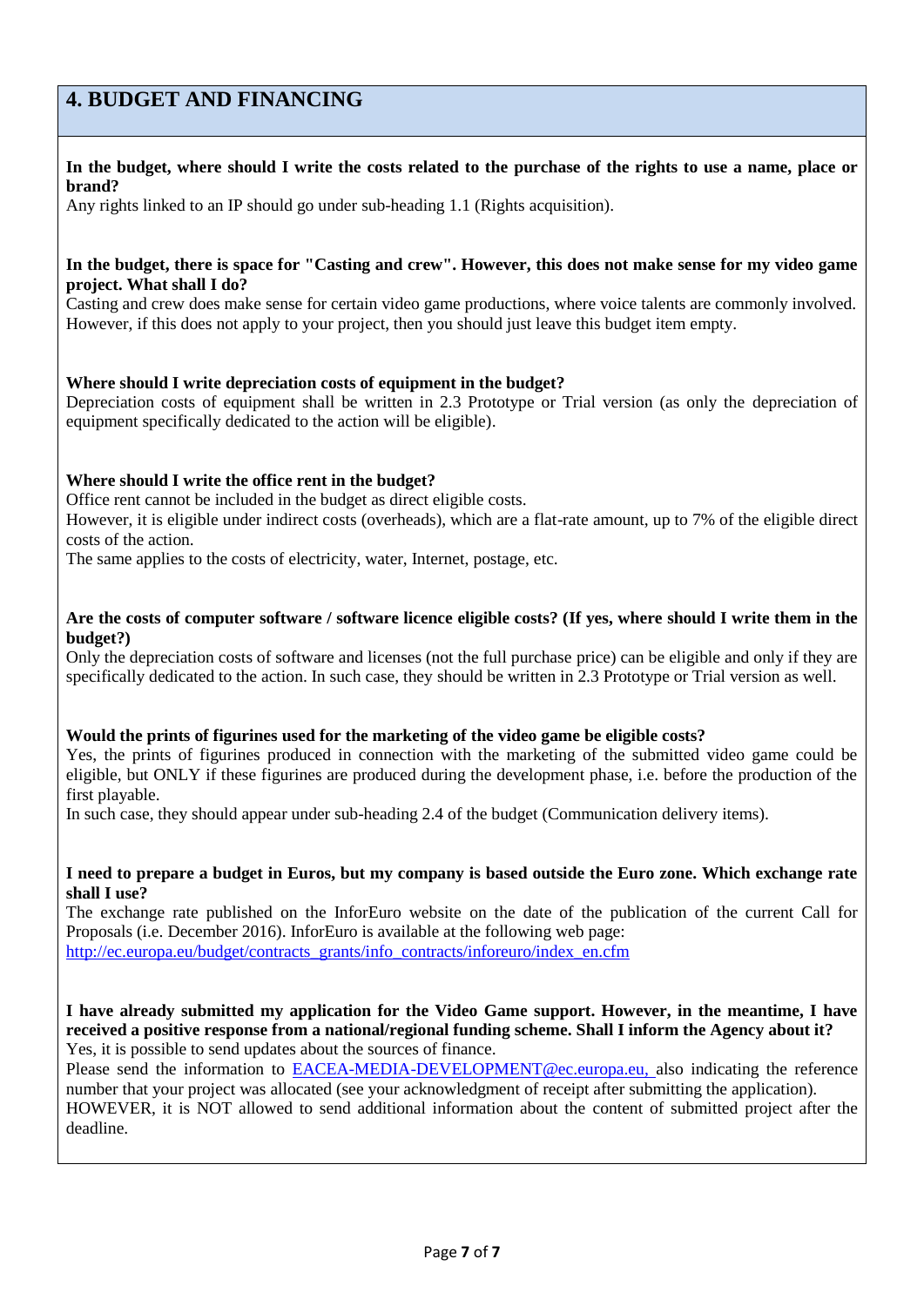## 4. BUDGET AND FINANCING

**In the budget, where should I write the costs related to the purchase of the rights to use a name, place or brand?**
Any rights linked to an IP should go under sub-heading 1.1 (Rights acquisition).

**In the budget, there is space for "Casting and crew". However, this does not make sense for my video game project. What shall I do?**
Casting and crew does make sense for certain video game productions, where voice talents are commonly involved. However, if this does not apply to your project, then you should just leave this budget item empty.

**Where should I write depreciation costs of equipment in the budget?**
Depreciation costs of equipment shall be written in 2.3 Prototype or Trial version (as only the depreciation of equipment specifically dedicated to the action will be eligible).

**Where should I write the office rent in the budget?**
Office rent cannot be included in the budget as direct eligible costs.
However, it is eligible under indirect costs (overheads), which are a flat-rate amount, up to 7% of the eligible direct costs of the action.
The same applies to the costs of electricity, water, Internet, postage, etc.

**Are the costs of computer software / software licence eligible costs? (If yes, where should I write them in the budget?)**
Only the depreciation costs of software and licenses (not the full purchase price) can be eligible and only if they are specifically dedicated to the action. In such case, they should be written in 2.3 Prototype or Trial version as well.

**Would the prints of figurines used for the marketing of the video game be eligible costs?**
Yes, the prints of figurines produced in connection with the marketing of the submitted video game could be eligible, but ONLY if these figurines are produced during the development phase, i.e. before the production of the first playable.
In such case, they should appear under sub-heading 2.4 of the budget (Communication delivery items).

**I need to prepare a budget in Euros, but my company is based outside the Euro zone. Which exchange rate shall I use?**
The exchange rate published on the InforEuro website on the date of the publication of the current Call for Proposals (i.e. December 2016). InforEuro is available at the following web page:
http://ec.europa.eu/budget/contracts_grants/info_contracts/inforeuro/index_en.cfm

**I have already submitted my application for the Video Game support. However, in the meantime, I have received a positive response from a national/regional funding scheme. Shall I inform the Agency about it?**
Yes, it is possible to send updates about the sources of finance.
Please send the information to EACEA-MEDIA-DEVELOPMENT@ec.europa.eu, also indicating the reference number that your project was allocated (see your acknowledgment of receipt after submitting the application).
HOWEVER, it is NOT allowed to send additional information about the content of submitted project after the deadline.